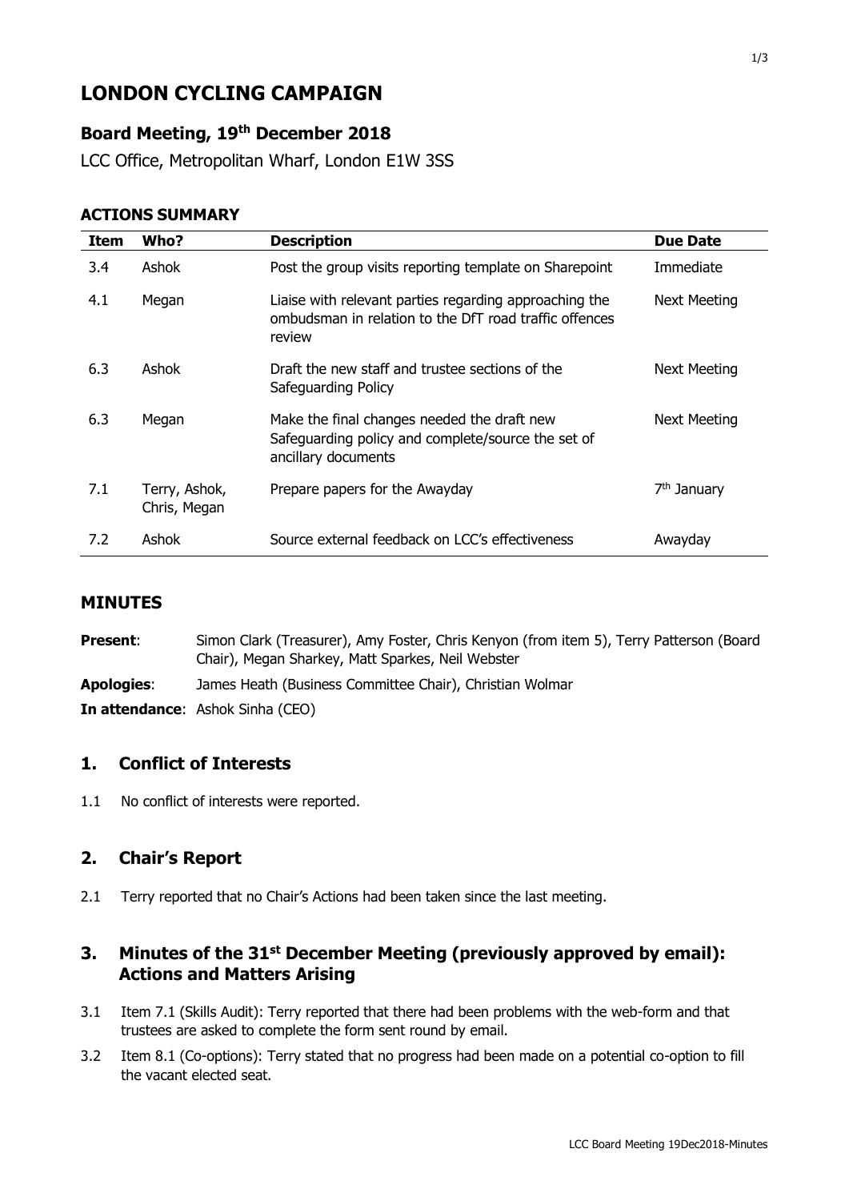# LONDON CYCLING CAMPAIGN

## Board Meeting, 19th December 2018

LCC Office, Metropolitan Wharf, London E1W 3SS

### ACTIONS SUMMARY

| Item | Who? | Description | Due Date |
|---|---|---|---|
| 3.4 | Ashok | Post the group visits reporting template on Sharepoint | Immediate |
| 4.1 | Megan | Liaise with relevant parties regarding approaching the ombudsman in relation to the DfT road traffic offences review | Next Meeting |
| 6.3 | Ashok | Draft the new staff and trustee sections of the Safeguarding Policy | Next Meeting |
| 6.3 | Megan | Make the final changes needed the draft new Safeguarding policy and complete/source the set of ancillary documents | Next Meeting |
| 7.1 | Terry, Ashok, Chris, Megan | Prepare papers for the Awayday | 7th January |
| 7.2 | Ashok | Source external feedback on LCC's effectiveness | Awayday |

## MINUTES

**Present**: Simon Clark (Treasurer), Amy Foster, Chris Kenyon (from item 5), Terry Patterson (Board Chair), Megan Sharkey, Matt Sparkes, Neil Webster

**Apologies**: James Heath (Business Committee Chair), Christian Wolmar

**In attendance**: Ashok Sinha (CEO)

## 1. Conflict of Interests

1.1 No conflict of interests were reported.

## 2. Chair's Report

2.1 Terry reported that no Chair's Actions had been taken since the last meeting.

## 3. Minutes of the 31st December Meeting (previously approved by email): Actions and Matters Arising

3.1 Item 7.1 (Skills Audit): Terry reported that there had been problems with the web-form and that trustees are asked to complete the form sent round by email.

3.2 Item 8.1 (Co-options): Terry stated that no progress had been made on a potential co-option to fill the vacant elected seat.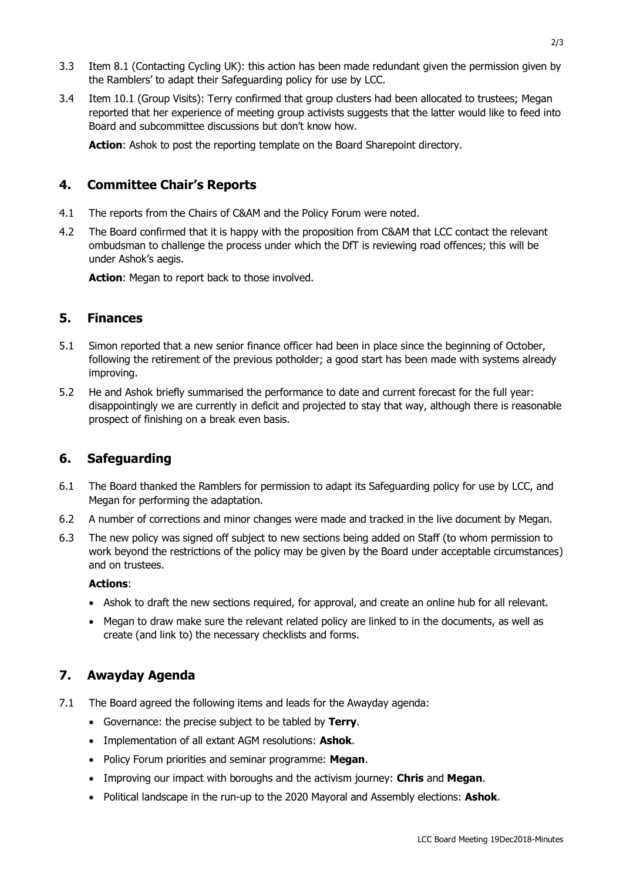3.3 Item 8.1 (Contacting Cycling UK): this action has been made redundant given the permission given by the Ramblers' to adapt their Safeguarding policy for use by LCC.

3.4 Item 10.1 (Group Visits): Terry confirmed that group clusters had been allocated to trustees; Megan reported that her experience of meeting group activists suggests that the latter would like to feed into Board and subcommittee discussions but don't know how.

**Action**: Ashok to post the reporting template on the Board Sharepoint directory.

## 4. Committee Chair's Reports

4.1 The reports from the Chairs of C&AM and the Policy Forum were noted.

4.2 The Board confirmed that it is happy with the proposition from C&AM that LCC contact the relevant ombudsman to challenge the process under which the DfT is reviewing road offences; this will be under Ashok's aegis.

**Action**: Megan to report back to those involved.

## 5. Finances

5.1 Simon reported that a new senior finance officer had been in place since the beginning of October, following the retirement of the previous potholder; a good start has been made with systems already improving.

5.2 He and Ashok briefly summarised the performance to date and current forecast for the full year: disappointingly we are currently in deficit and projected to stay that way, although there is reasonable prospect of finishing on a break even basis.

## 6. Safeguarding

6.1 The Board thanked the Ramblers for permission to adapt its Safeguarding policy for use by LCC, and Megan for performing the adaptation.

6.2 A number of corrections and minor changes were made and tracked in the live document by Megan.

6.3 The new policy was signed off subject to new sections being added on Staff (to whom permission to work beyond the restrictions of the policy may be given by the Board under acceptable circumstances) and on trustees.

**Actions**:

- Ashok to draft the new sections required, for approval, and create an online hub for all relevant.
- Megan to draw make sure the relevant related policy are linked to in the documents, as well as create (and link to) the necessary checklists and forms.

## 7. Awayday Agenda

7.1 The Board agreed the following items and leads for the Awayday agenda:

- Governance: the precise subject to be tabled by **Terry**.
- Implementation of all extant AGM resolutions: **Ashok**.
- Policy Forum priorities and seminar programme: **Megan**.
- Improving our impact with boroughs and the activism journey: **Chris** and **Megan**.
- Political landscape in the run-up to the 2020 Mayoral and Assembly elections: **Ashok**.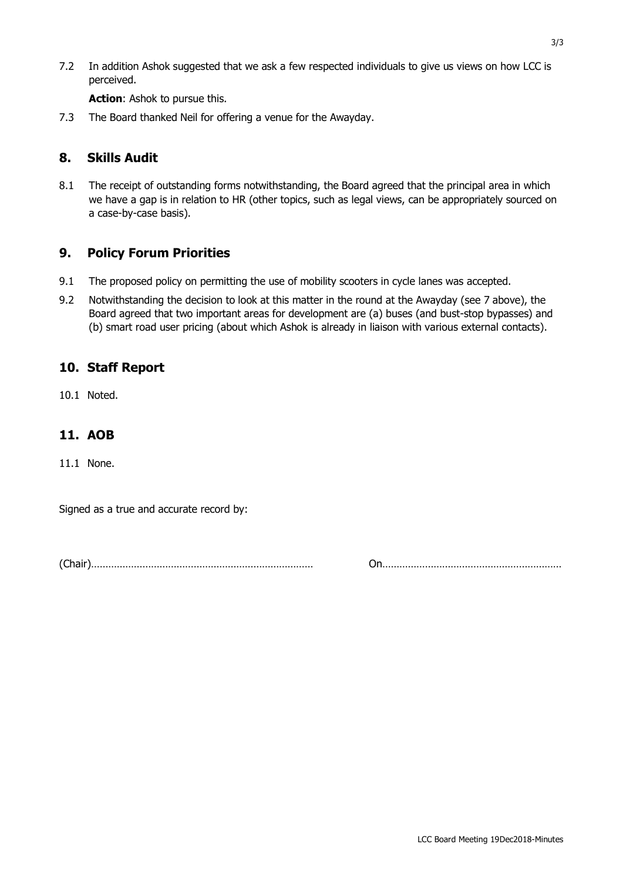7.2 In addition Ashok suggested that we ask a few respected individuals to give us views on how LCC is perceived.

**Action**: Ashok to pursue this.

7.3 The Board thanked Neil for offering a venue for the Awayday.

## 8. Skills Audit

8.1 The receipt of outstanding forms notwithstanding, the Board agreed that the principal area in which we have a gap is in relation to HR (other topics, such as legal views, can be appropriately sourced on a case-by-case basis).

## 9. Policy Forum Priorities

9.1 The proposed policy on permitting the use of mobility scooters in cycle lanes was accepted.

9.2 Notwithstanding the decision to look at this matter in the round at the Awayday (see 7 above), the Board agreed that two important areas for development are (a) buses (and bust-stop bypasses) and (b) smart road user pricing (about which Ashok is already in liaison with various external contacts).

## 10. Staff Report

10.1 Noted.

## 11. AOB

11.1 None.

Signed as a true and accurate record by:

(Chair)…………………………………………………………………… On………………………………………………………